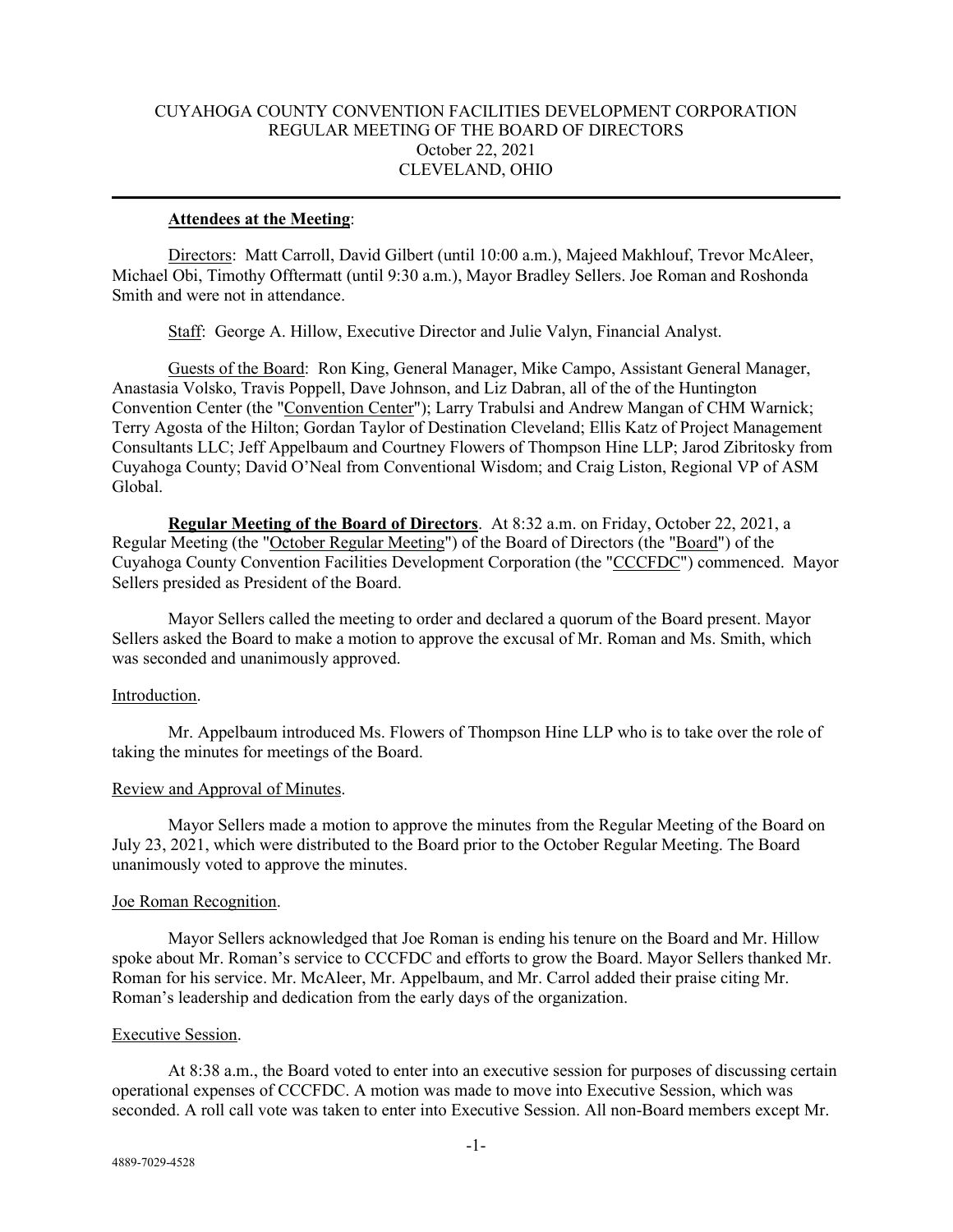# CUYAHOGA COUNTY CONVENTION FACILITIES DEVELOPMENT CORPORATION
## REGULAR MEETING OF THE BOARD OF DIRECTORS
### October 22, 2021
### CLEVELAND, OHIO

---

**Attendees at the Meeting**:

Directors: Matt Carroll, David Gilbert (until 10:00 a.m.), Majeed Makhlouf, Trevor McAleer, Michael Obi, Timothy Offtermatt (until 9:30 a.m.), Mayor Bradley Sellers. Joe Roman and Roshonda Smith and were not in attendance.

Staff: George A. Hillow, Executive Director and Julie Valyn, Financial Analyst.

Guests of the Board: Ron King, General Manager, Mike Campo, Assistant General Manager, Anastasia Volsko, Travis Poppell, Dave Johnson, and Liz Dabran, all of the of the Huntington Convention Center (the "Convention Center"); Larry Trabulsi and Andrew Mangan of CHM Warnick; Terry Agosta of the Hilton; Gordan Taylor of Destination Cleveland; Ellis Katz of Project Management Consultants LLC; Jeff Appelbaum and Courtney Flowers of Thompson Hine LLP; Jarod Zibritosky from Cuyahoga County; David O'Neal from Conventional Wisdom; and Craig Liston, Regional VP of ASM Global.

**Regular Meeting of the Board of Directors**. At 8:32 a.m. on Friday, October 22, 2021, a Regular Meeting (the "October Regular Meeting") of the Board of Directors (the "Board") of the Cuyahoga County Convention Facilities Development Corporation (the "CCCFDC") commenced. Mayor Sellers presided as President of the Board.

Mayor Sellers called the meeting to order and declared a quorum of the Board present. Mayor Sellers asked the Board to make a motion to approve the excusal of Mr. Roman and Ms. Smith, which was seconded and unanimously approved.

Introduction.

Mr. Appelbaum introduced Ms. Flowers of Thompson Hine LLP who is to take over the role of taking the minutes for meetings of the Board.

Review and Approval of Minutes.

Mayor Sellers made a motion to approve the minutes from the Regular Meeting of the Board on July 23, 2021, which were distributed to the Board prior to the October Regular Meeting. The Board unanimously voted to approve the minutes.

Joe Roman Recognition.

Mayor Sellers acknowledged that Joe Roman is ending his tenure on the Board and Mr. Hillow spoke about Mr. Roman's service to CCCFDC and efforts to grow the Board. Mayor Sellers thanked Mr. Roman for his service. Mr. McAleer, Mr. Appelbaum, and Mr. Carrol added their praise citing Mr. Roman's leadership and dedication from the early days of the organization.

Executive Session.

At 8:38 a.m., the Board voted to enter into an executive session for purposes of discussing certain operational expenses of CCCFDC. A motion was made to move into Executive Session, which was seconded. A roll call vote was taken to enter into Executive Session. All non-Board members except Mr.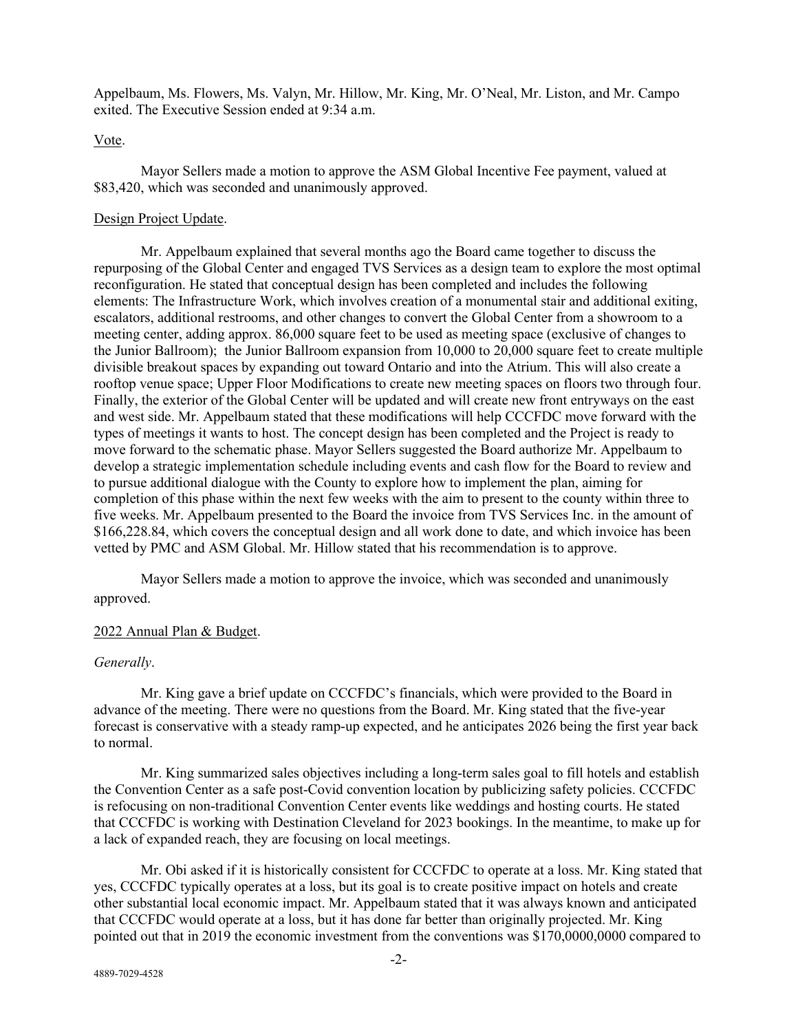Appelbaum, Ms. Flowers, Ms. Valyn, Mr. Hillow, Mr. King, Mr. O'Neal, Mr. Liston, and Mr. Campo exited. The Executive Session ended at 9:34 a.m.

Vote.

Mayor Sellers made a motion to approve the ASM Global Incentive Fee payment, valued at $83,420, which was seconded and unanimously approved.

Design Project Update.

Mr. Appelbaum explained that several months ago the Board came together to discuss the repurposing of the Global Center and engaged TVS Services as a design team to explore the most optimal reconfiguration. He stated that conceptual design has been completed and includes the following elements: The Infrastructure Work, which involves creation of a monumental stair and additional exiting, escalators, additional restrooms, and other changes to convert the Global Center from a showroom to a meeting center, adding approx. 86,000 square feet to be used as meeting space (exclusive of changes to the Junior Ballroom); the Junior Ballroom expansion from 10,000 to 20,000 square feet to create multiple divisible breakout spaces by expanding out toward Ontario and into the Atrium. This will also create a rooftop venue space; Upper Floor Modifications to create new meeting spaces on floors two through four. Finally, the exterior of the Global Center will be updated and will create new front entryways on the east and west side. Mr. Appelbaum stated that these modifications will help CCCFDC move forward with the types of meetings it wants to host. The concept design has been completed and the Project is ready to move forward to the schematic phase. Mayor Sellers suggested the Board authorize Mr. Appelbaum to develop a strategic implementation schedule including events and cash flow for the Board to review and to pursue additional dialogue with the County to explore how to implement the plan, aiming for completion of this phase within the next few weeks with the aim to present to the county within three to five weeks. Mr. Appelbaum presented to the Board the invoice from TVS Services Inc. in the amount of $166,228.84, which covers the conceptual design and all work done to date, and which invoice has been vetted by PMC and ASM Global. Mr. Hillow stated that his recommendation is to approve.

Mayor Sellers made a motion to approve the invoice, which was seconded and unanimously approved.

2022 Annual Plan & Budget.

*Generally*.

Mr. King gave a brief update on CCCFDC's financials, which were provided to the Board in advance of the meeting. There were no questions from the Board. Mr. King stated that the five-year forecast is conservative with a steady ramp-up expected, and he anticipates 2026 being the first year back to normal.

Mr. King summarized sales objectives including a long-term sales goal to fill hotels and establish the Convention Center as a safe post-Covid convention location by publicizing safety policies. CCCFDC is refocusing on non-traditional Convention Center events like weddings and hosting courts. He stated that CCCFDC is working with Destination Cleveland for 2023 bookings. In the meantime, to make up for a lack of expanded reach, they are focusing on local meetings.

Mr. Obi asked if it is historically consistent for CCCFDC to operate at a loss. Mr. King stated that yes, CCCFDC typically operates at a loss, but its goal is to create positive impact on hotels and create other substantial local economic impact. Mr. Appelbaum stated that it was always known and anticipated that CCCFDC would operate at a loss, but it has done far better than originally projected. Mr. King pointed out that in 2019 the economic investment from the conventions was $170,0000,0000 compared to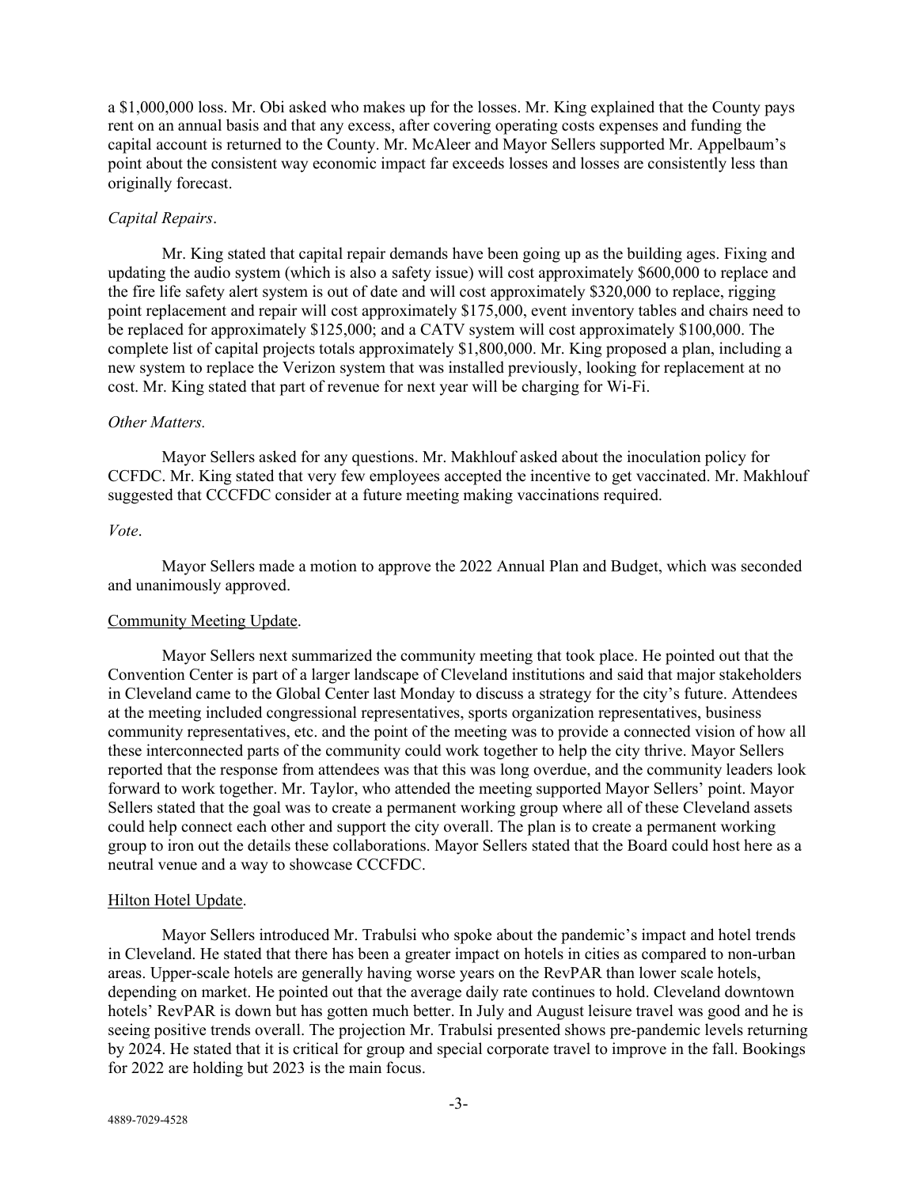a $1,000,000 loss. Mr. Obi asked who makes up for the losses. Mr. King explained that the County pays rent on an annual basis and that any excess, after covering operating costs expenses and funding the capital account is returned to the County. Mr. McAleer and Mayor Sellers supported Mr. Appelbaum's point about the consistent way economic impact far exceeds losses and losses are consistently less than originally forecast.

*Capital Repairs*.

Mr. King stated that capital repair demands have been going up as the building ages. Fixing and updating the audio system (which is also a safety issue) will cost approximately $600,000 to replace and the fire life safety alert system is out of date and will cost approximately $320,000 to replace, rigging point replacement and repair will cost approximately $175,000, event inventory tables and chairs need to be replaced for approximately $125,000; and a CATV system will cost approximately $100,000. The complete list of capital projects totals approximately $1,800,000. Mr. King proposed a plan, including a new system to replace the Verizon system that was installed previously, looking for replacement at no cost. Mr. King stated that part of revenue for next year will be charging for Wi-Fi.

*Other Matters.*

Mayor Sellers asked for any questions. Mr. Makhlouf asked about the inoculation policy for CCFDC. Mr. King stated that very few employees accepted the incentive to get vaccinated. Mr. Makhlouf suggested that CCCFDC consider at a future meeting making vaccinations required.

*Vote*.

Mayor Sellers made a motion to approve the 2022 Annual Plan and Budget, which was seconded and unanimously approved.

<u>Community Meeting Update</u>.

Mayor Sellers next summarized the community meeting that took place. He pointed out that the Convention Center is part of a larger landscape of Cleveland institutions and said that major stakeholders in Cleveland came to the Global Center last Monday to discuss a strategy for the city's future. Attendees at the meeting included congressional representatives, sports organization representatives, business community representatives, etc. and the point of the meeting was to provide a connected vision of how all these interconnected parts of the community could work together to help the city thrive. Mayor Sellers reported that the response from attendees was that this was long overdue, and the community leaders look forward to work together. Mr. Taylor, who attended the meeting supported Mayor Sellers' point. Mayor Sellers stated that the goal was to create a permanent working group where all of these Cleveland assets could help connect each other and support the city overall. The plan is to create a permanent working group to iron out the details these collaborations. Mayor Sellers stated that the Board could host here as a neutral venue and a way to showcase CCCFDC.

<u>Hilton Hotel Update</u>.

Mayor Sellers introduced Mr. Trabulsi who spoke about the pandemic's impact and hotel trends in Cleveland. He stated that there has been a greater impact on hotels in cities as compared to non-urban areas. Upper-scale hotels are generally having worse years on the RevPAR than lower scale hotels, depending on market. He pointed out that the average daily rate continues to hold. Cleveland downtown hotels' RevPAR is down but has gotten much better. In July and August leisure travel was good and he is seeing positive trends overall. The projection Mr. Trabulsi presented shows pre-pandemic levels returning by 2024. He stated that it is critical for group and special corporate travel to improve in the fall. Bookings for 2022 are holding but 2023 is the main focus.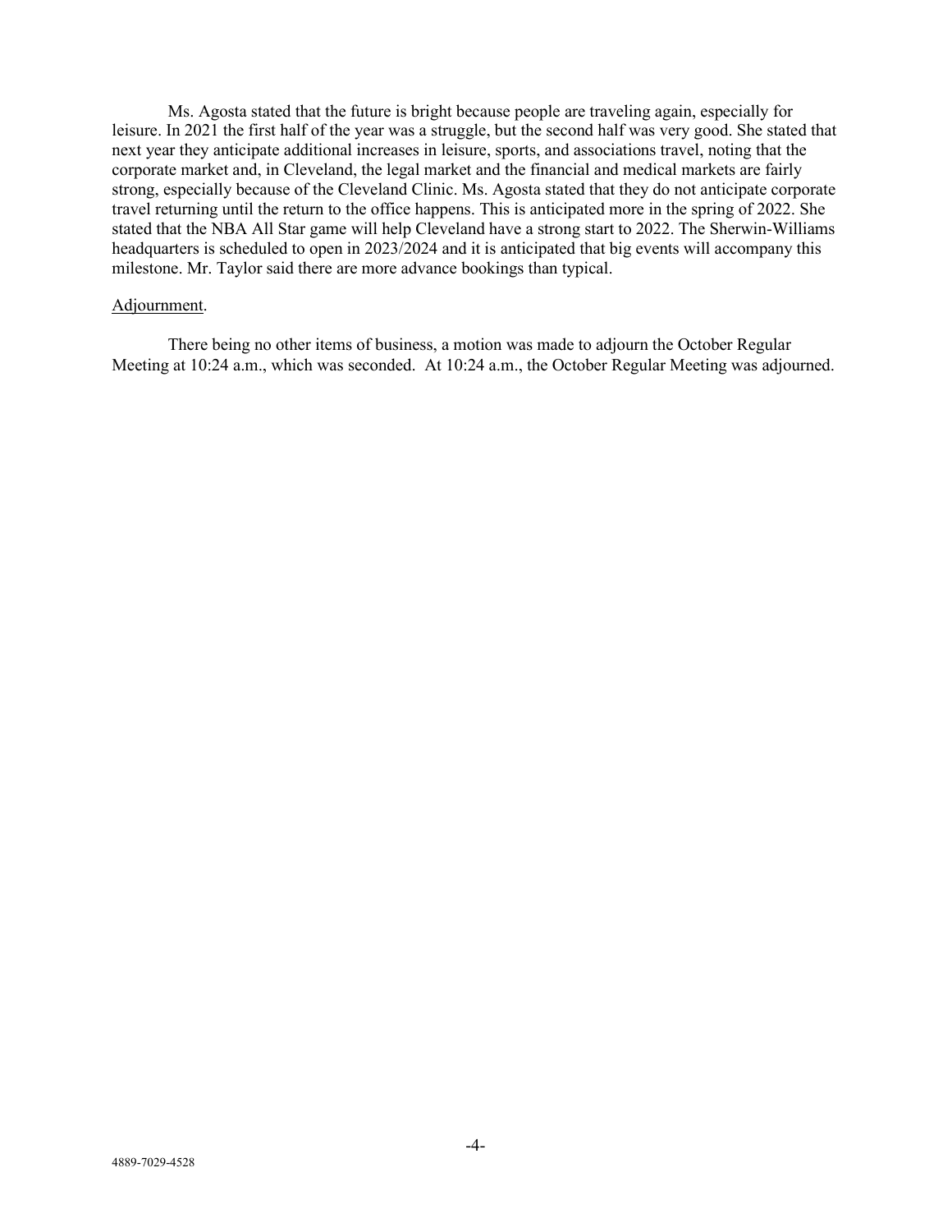Ms. Agosta stated that the future is bright because people are traveling again, especially for leisure. In 2021 the first half of the year was a struggle, but the second half was very good. She stated that next year they anticipate additional increases in leisure, sports, and associations travel, noting that the corporate market and, in Cleveland, the legal market and the financial and medical markets are fairly strong, especially because of the Cleveland Clinic. Ms. Agosta stated that they do not anticipate corporate travel returning until the return to the office happens. This is anticipated more in the spring of 2022. She stated that the NBA All Star game will help Cleveland have a strong start to 2022. The Sherwin-Williams headquarters is scheduled to open in 2023/2024 and it is anticipated that big events will accompany this milestone. Mr. Taylor said there are more advance bookings than typical.

<u>Adjournment</u>.

There being no other items of business, a motion was made to adjourn the October Regular Meeting at 10:24 a.m., which was seconded. At 10:24 a.m., the October Regular Meeting was adjourned.

4889-7029-4528